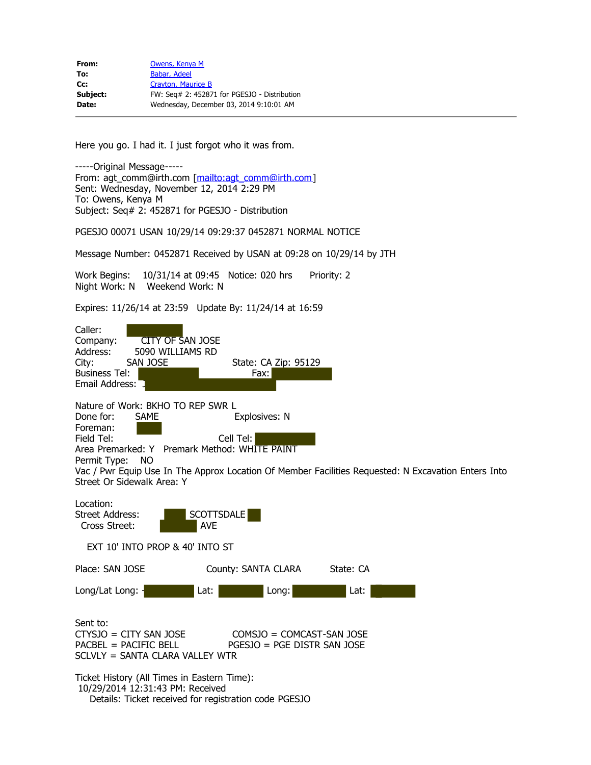**From:** Owens, Kenya M
**To:** Babar, Adeel
**Cc:** Crayton, Maurice B
**Subject:** FW: Seq# 2: 452871 for PGESJO - Distribution
**Date:** Wednesday, December 03, 2014 9:10:01 AM

---

Here you go. I had it. I just forgot who it was from.

-----Original Message-----
From: agt_comm@irth.com [mailto:agt_comm@irth.com]
Sent: Wednesday, November 12, 2014 2:29 PM
To: Owens, Kenya M
Subject: Seq# 2: 452871 for PGESJO - Distribution

PGESJO 00071 USAN 10/29/14 09:29:37 0452871 NORMAL NOTICE

Message Number: 0452871 Received by USAN at 09:28 on 10/29/14 by JTH

Work Begins: 10/31/14 at 09:45 Notice: 020 hrs Priority: 2
Night Work: N Weekend Work: N

Expires: 11/26/14 at 23:59 Update By: 11/24/14 at 16:59

Caller:
Company: CITY OF SAN JOSE
Address: 5090 WILLIAMS RD
City: SAN JOSE State: CA Zip: 95129
Business Tel: Fax:
Email Address:

Nature of Work: BKHO TO REP SWR L
Done for: SAME Explosives: N
Foreman:
Field Tel: Cell Tel:
Area Premarked: Y Premark Method: WHITE PAINT
Permit Type: NO
Vac / Pwr Equip Use In The Approx Location Of Member Facilities Requested: N Excavation Enters Into Street Or Sidewalk Area: Y

Location:
Street Address: SCOTTSDALE
Cross Street: AVE

EXT 10' INTO PROP & 40' INTO ST

Place: SAN JOSE County: SANTA CLARA State: CA

Long/Lat Long: Lat: Long: Lat:

Sent to:
CTYSJO = CITY SAN JOSE COMSJO = COMCAST-SAN JOSE
PACBEL = PACIFIC BELL PGESJO = PGE DISTR SAN JOSE
SCLVLY = SANTA CLARA VALLEY WTR

Ticket History (All Times in Eastern Time):
10/29/2014 12:31:43 PM: Received
Details: Ticket received for registration code PGESJO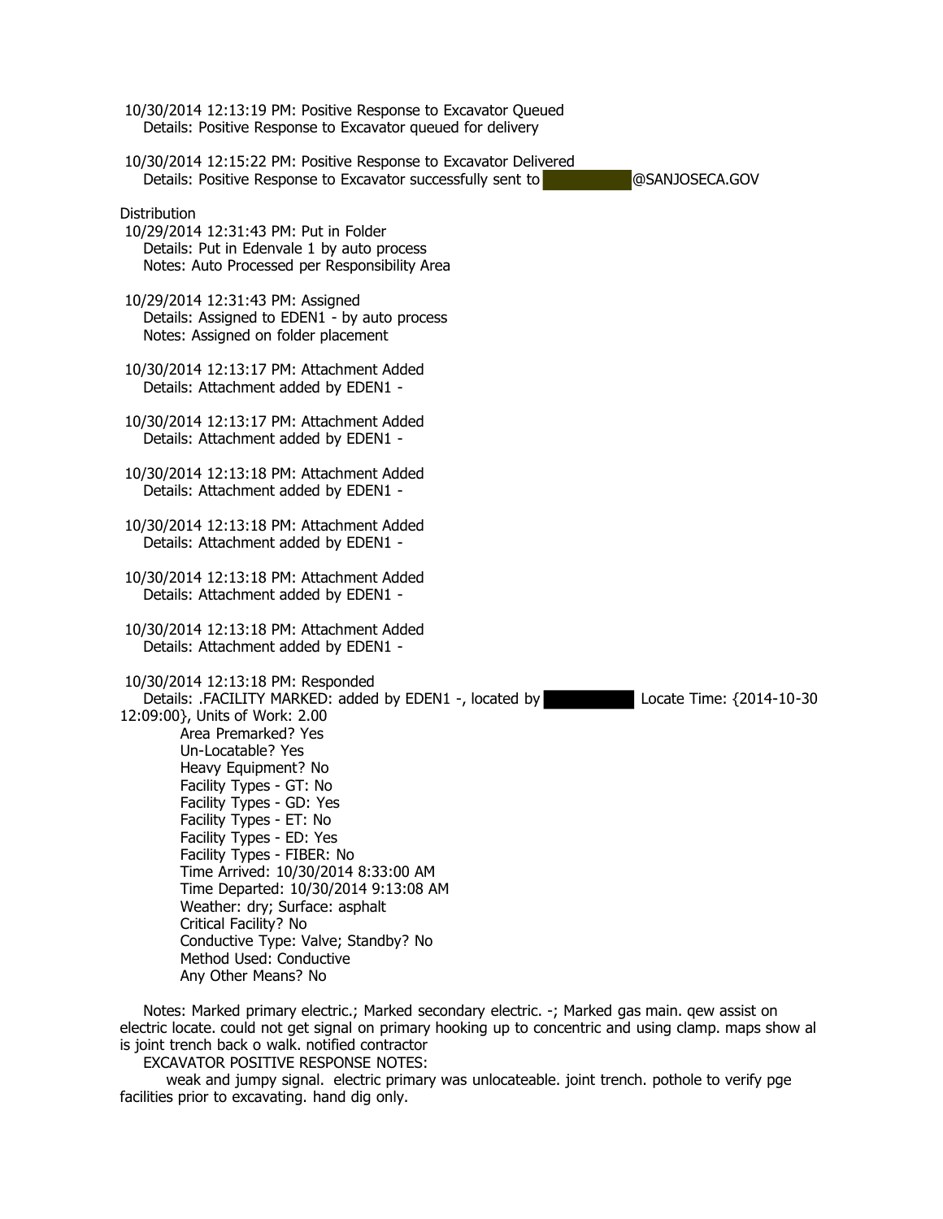10/30/2014 12:13:19 PM: Positive Response to Excavator Queued
Details: Positive Response to Excavator queued for delivery

10/30/2014 12:15:22 PM: Positive Response to Excavator Delivered
Details: Positive Response to Excavator successfully sent to [REDACTED]@SANJOSECA.GOV

Distribution

10/29/2014 12:31:43 PM: Put in Folder
Details: Put in Edenvale 1 by auto process
Notes: Auto Processed per Responsibility Area

10/29/2014 12:31:43 PM: Assigned
Details: Assigned to EDEN1 - by auto process
Notes: Assigned on folder placement

10/30/2014 12:13:17 PM: Attachment Added
Details: Attachment added by EDEN1 -

10/30/2014 12:13:17 PM: Attachment Added
Details: Attachment added by EDEN1 -

10/30/2014 12:13:18 PM: Attachment Added
Details: Attachment added by EDEN1 -

10/30/2014 12:13:18 PM: Attachment Added
Details: Attachment added by EDEN1 -

10/30/2014 12:13:18 PM: Attachment Added
Details: Attachment added by EDEN1 -

10/30/2014 12:13:18 PM: Attachment Added
Details: Attachment added by EDEN1 -

10/30/2014 12:13:18 PM: Responded
Details: .FACILITY MARKED: added by EDEN1 -, located by [REDACTED] Locate Time: {2014-10-30 12:09:00}, Units of Work: 2.00

Area Premarked? Yes
Un-Locatable? Yes
Heavy Equipment? No
Facility Types - GT: No
Facility Types - GD: Yes
Facility Types - ET: No
Facility Types - ED: Yes
Facility Types - FIBER: No
Time Arrived: 10/30/2014 8:33:00 AM
Time Departed: 10/30/2014 9:13:08 AM
Weather: dry; Surface: asphalt
Critical Facility? No
Conductive Type: Valve; Standby? No
Method Used: Conductive
Any Other Means? No

Notes: Marked primary electric.; Marked secondary electric. -; Marked gas main. qew assist on electric locate. could not get signal on primary hooking up to concentric and using clamp. maps show al is joint trench back o walk. notified contractor

EXCAVATOR POSITIVE RESPONSE NOTES:

weak and jumpy signal. electric primary was unlocateable. joint trench. pothole to verify pge facilities prior to excavating. hand dig only.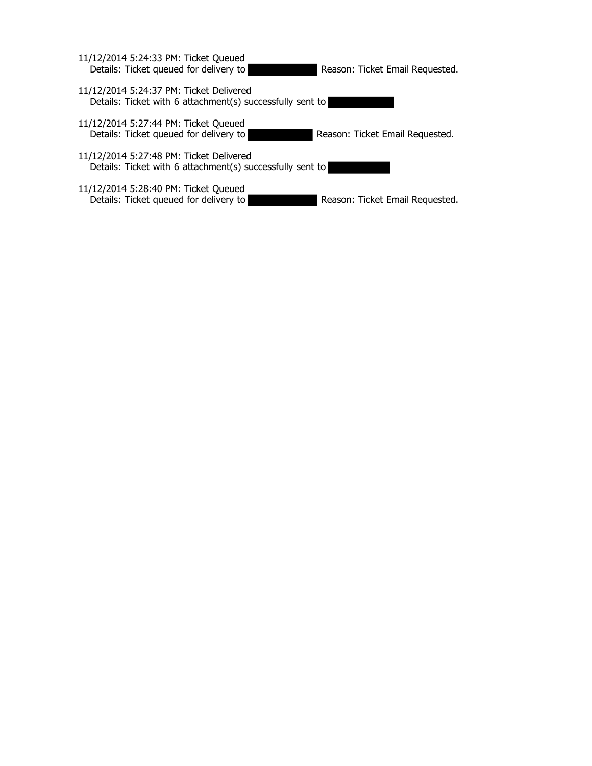11/12/2014 5:24:33 PM: Ticket Queued
Details: Ticket queued for delivery to [REDACTED] Reason: Ticket Email Requested.

11/12/2014 5:24:37 PM: Ticket Delivered
Details: Ticket with 6 attachment(s) successfully sent to [REDACTED]

11/12/2014 5:27:44 PM: Ticket Queued
Details: Ticket queued for delivery to [REDACTED] Reason: Ticket Email Requested.

11/12/2014 5:27:48 PM: Ticket Delivered
Details: Ticket with 6 attachment(s) successfully sent to [REDACTED]

11/12/2014 5:28:40 PM: Ticket Queued
Details: Ticket queued for delivery to [REDACTED] Reason: Ticket Email Requested.